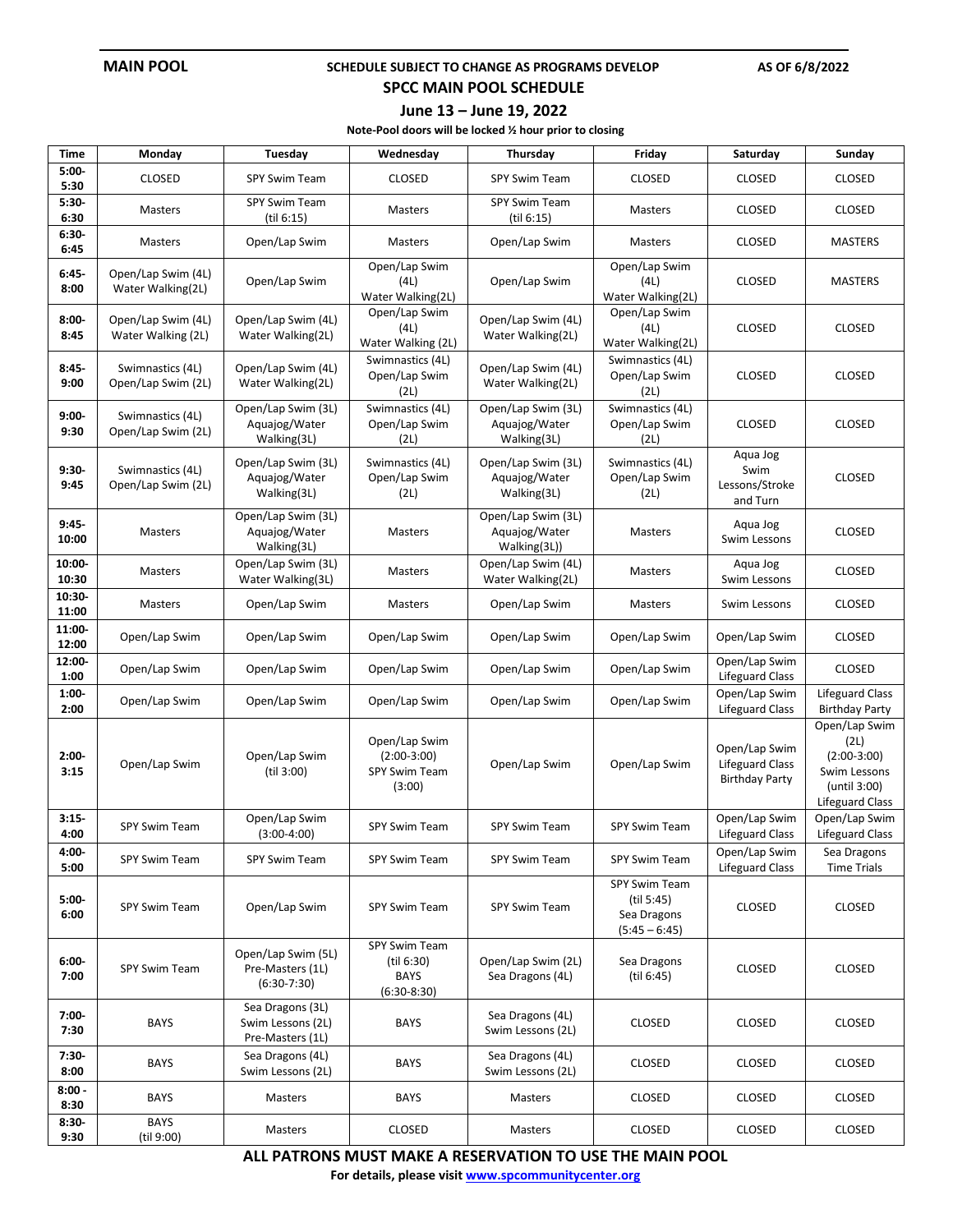**MAIN POOL** | **SCHEDULE SUBJECT TO CHANGE AS PROGRAMS DEVELOP** | **AS OF 6/8/2022**

# SPCC MAIN POOL SCHEDULE

## June 13 – June 19, 2022

**Note-Pool doors will be locked ½ hour prior to closing**

| Time | Monday | Tuesday | Wednesday | Thursday | Friday | Saturday | Sunday |
|---|---|---|---|---|---|---|---|
| 5:00-5:30 | CLOSED | SPY Swim Team | CLOSED | SPY Swim Team | CLOSED | CLOSED | CLOSED |
| 5:30-6:30 | Masters | SPY Swim Team (til 6:15) | Masters | SPY Swim Team (til 6:15) | Masters | CLOSED | CLOSED |
| 6:30-6:45 | Masters | Open/Lap Swim | Masters | Open/Lap Swim | Masters | CLOSED | MASTERS |
| 6:45-8:00 | Open/Lap Swim (4L) Water Walking(2L) | Open/Lap Swim | Open/Lap Swim (4L) Water Walking(2L) | Open/Lap Swim | Open/Lap Swim (4L) Water Walking(2L) | CLOSED | MASTERS |
| 8:00-8:45 | Open/Lap Swim (4L) Water Walking (2L) | Open/Lap Swim (4L) Water Walking(2L) | Open/Lap Swim (4L) Water Walking (2L) | Open/Lap Swim (4L) Water Walking(2L) | Open/Lap Swim (4L) Water Walking(2L) | CLOSED | CLOSED |
| 8:45-9:00 | Swimnastics (4L) Open/Lap Swim (2L) | Open/Lap Swim (4L) Water Walking(2L) | Swimnastics (4L) Open/Lap Swim (2L) | Open/Lap Swim (4L) Water Walking(2L) | Swimnastics (4L) Open/Lap Swim (2L) | CLOSED | CLOSED |
| 9:00-9:30 | Swimnastics (4L) Open/Lap Swim (2L) | Open/Lap Swim (3L) Aquajog/Water Walking(3L) | Swimnastics (4L) Open/Lap Swim (2L) | Open/Lap Swim (3L) Aquajog/Water Walking(3L) | Swimnastics (4L) Open/Lap Swim (2L) | CLOSED | CLOSED |
| 9:30-9:45 | Swimnastics (4L) Open/Lap Swim (2L) | Open/Lap Swim (3L) Aquajog/Water Walking(3L) | Swimnastics (4L) Open/Lap Swim (2L) | Open/Lap Swim (3L) Aquajog/Water Walking(3L) | Swimnastics (4L) Open/Lap Swim (2L) | Aqua Jog Swim Lessons/Stroke and Turn | CLOSED |
| 9:45-10:00 | Masters | Open/Lap Swim (3L) Aquajog/Water Walking(3L) | Masters | Open/Lap Swim (3L) Aquajog/Water Walking(3L)) | Masters | Aqua Jog Swim Lessons | CLOSED |
| 10:00-10:30 | Masters | Open/Lap Swim (3L) Water Walking(3L) | Masters | Open/Lap Swim (4L) Water Walking(2L) | Masters | Aqua Jog Swim Lessons | CLOSED |
| 10:30-11:00 | Masters | Open/Lap Swim | Masters | Open/Lap Swim | Masters | Swim Lessons | CLOSED |
| 11:00-12:00 | Open/Lap Swim | Open/Lap Swim | Open/Lap Swim | Open/Lap Swim | Open/Lap Swim | Open/Lap Swim | CLOSED |
| 12:00-1:00 | Open/Lap Swim | Open/Lap Swim | Open/Lap Swim | Open/Lap Swim | Open/Lap Swim | Open/Lap Swim Lifeguard Class | CLOSED |
| 1:00-2:00 | Open/Lap Swim | Open/Lap Swim | Open/Lap Swim | Open/Lap Swim | Open/Lap Swim | Open/Lap Swim Lifeguard Class | Lifeguard Class Birthday Party |
| 2:00-3:15 | Open/Lap Swim | Open/Lap Swim (til 3:00) | Open/Lap Swim (2:00-3:00) SPY Swim Team (3:00) | Open/Lap Swim | Open/Lap Swim | Open/Lap Swim Lifeguard Class Birthday Party | Open/Lap Swim (2L) (2:00-3:00) Swim Lessons (until 3:00) Lifeguard Class |
| 3:15-4:00 | SPY Swim Team | Open/Lap Swim (3:00-4:00) | SPY Swim Team | SPY Swim Team | SPY Swim Team | Open/Lap Swim Lifeguard Class | Open/Lap Swim Lifeguard Class |
| 4:00-5:00 | SPY Swim Team | SPY Swim Team | SPY Swim Team | SPY Swim Team | SPY Swim Team | Open/Lap Swim Lifeguard Class | Sea Dragons Time Trials |
| 5:00-6:00 | SPY Swim Team | Open/Lap Swim | SPY Swim Team | SPY Swim Team | SPY Swim Team (til 5:45) Sea Dragons (5:45 – 6:45) | CLOSED | CLOSED |
| 6:00-7:00 | SPY Swim Team | Open/Lap Swim (5L) Pre-Masters (1L) (6:30-7:30) | SPY Swim Team (til 6:30) BAYS (6:30-8:30) | Open/Lap Swim (2L) Sea Dragons (4L) | Sea Dragons (til 6:45) | CLOSED | CLOSED |
| 7:00-7:30 | BAYS | Sea Dragons (3L) Swim Lessons (2L) Pre-Masters (1L) | BAYS | Sea Dragons (4L) Swim Lessons (2L) | CLOSED | CLOSED | CLOSED |
| 7:30-8:00 | BAYS | Sea Dragons (4L) Swim Lessons (2L) | BAYS | Sea Dragons (4L) Swim Lessons (2L) | CLOSED | CLOSED | CLOSED |
| 8:00-8:30 | BAYS | Masters | BAYS | Masters | CLOSED | CLOSED | CLOSED |
| 8:30-9:30 | BAYS (til 9:00) | Masters | CLOSED | Masters | CLOSED | CLOSED | CLOSED |

**ALL PATRONS MUST MAKE A RESERVATION TO USE THE MAIN POOL**

**For details, please visit www.spcommunitycenter.org**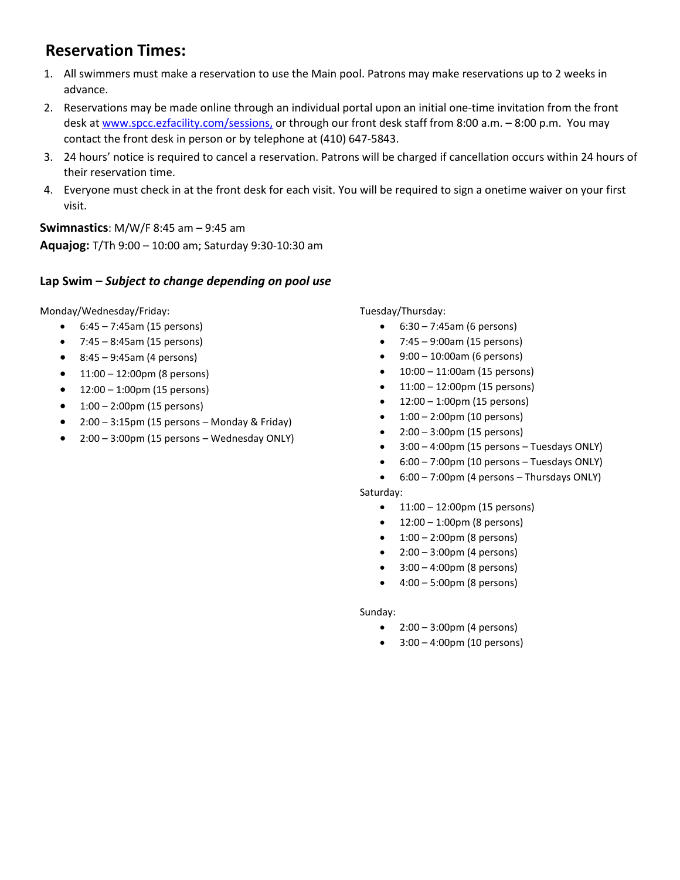## Reservation Times:

1. All swimmers must make a reservation to use the Main pool. Patrons may make reservations up to 2 weeks in advance.
2. Reservations may be made online through an individual portal upon an initial one-time invitation from the front desk at www.spcc.ezfacility.com/sessions, or through our front desk staff from 8:00 a.m. – 8:00 p.m. You may contact the front desk in person or by telephone at (410) 647-5843.
3. 24 hours' notice is required to cancel a reservation. Patrons will be charged if cancellation occurs within 24 hours of their reservation time.
4. Everyone must check in at the front desk for each visit. You will be required to sign a onetime waiver on your first visit.

**Swimnastics**: M/W/F 8:45 am – 9:45 am

**Aquajog:** T/Th 9:00 – 10:00 am; Saturday 9:30-10:30 am

### Lap Swim – *Subject to change depending on pool use*

Monday/Wednesday/Friday:

- 6:45 – 7:45am (15 persons)
- 7:45 – 8:45am (15 persons)
- 8:45 – 9:45am (4 persons)
- 11:00 – 12:00pm (8 persons)
- 12:00 – 1:00pm (15 persons)
- 1:00 – 2:00pm (15 persons)
- 2:00 – 3:15pm (15 persons – Monday & Friday)
- 2:00 – 3:00pm (15 persons – Wednesday ONLY)

Tuesday/Thursday:

- 6:30 – 7:45am (6 persons)
- 7:45 – 9:00am (15 persons)
- 9:00 – 10:00am (6 persons)
- 10:00 – 11:00am (15 persons)
- 11:00 – 12:00pm (15 persons)
- 12:00 – 1:00pm (15 persons)
- 1:00 – 2:00pm (10 persons)
- 2:00 – 3:00pm (15 persons)
- 3:00 – 4:00pm (15 persons – Tuesdays ONLY)
- 6:00 – 7:00pm (10 persons – Tuesdays ONLY)
- 6:00 – 7:00pm (4 persons – Thursdays ONLY)

Saturday:

- 11:00 – 12:00pm (15 persons)
- 12:00 – 1:00pm (8 persons)
- 1:00 – 2:00pm (8 persons)
- 2:00 – 3:00pm (4 persons)
- 3:00 – 4:00pm (8 persons)
- 4:00 – 5:00pm (8 persons)

Sunday:

- 2:00 – 3:00pm (4 persons)
- 3:00 – 4:00pm (10 persons)